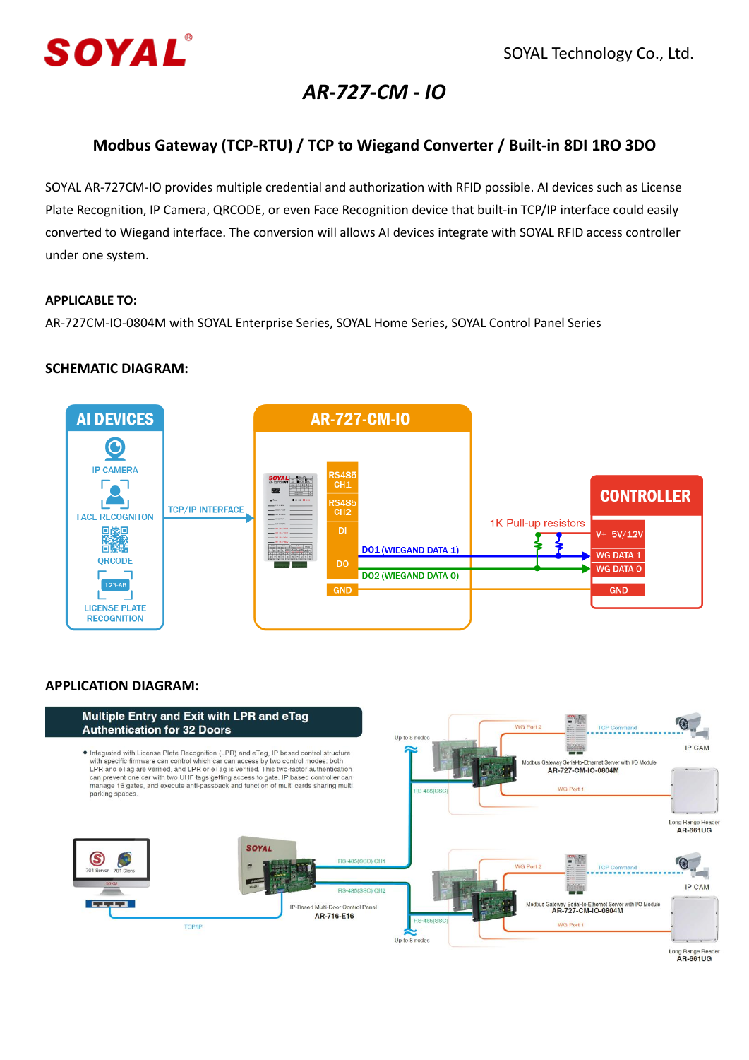SOYAL Technology Co., Ltd.

# *AR-727-CM - IO*

## Modbus Gateway (TCP-RTU) / TCP to Wiegand Converter / Built-in 8DI 1RO 3DO

SOYAL AR-727CM-IO provides multiple credential and authorization with RFID possible. AI devices such as License Plate Recognition, IP Camera, QRCODE, or even Face Recognition device that built-in TCP/IP interface could easily converted to Wiegand interface. The conversion will allows AI devices integrate with SOYAL RFID access controller under one system.

**APPLICABLE TO:**

AR-727CM-IO-0804M with SOYAL Enterprise Series, SOYAL Home Series, SOYAL Control Panel Series

**SCHEMATIC DIAGRAM:**

AI DEVICES: IP CAMERA, FACE RECOGNITON, QRCODE, LICENSE PLATE RECOGNITION

TCP/IP INTERFACE

AR-727-CM-IO: RS485 CH1, RS485 CH2, DI, DO, GND

DO1 (WIEGAND DATA 1)

DO2 (WIEGAND DATA 0)

1K Pull-up resistors

CONTROLLER: V+ 5V/12V, WG DATA 1, WG DATA 0, GND

**APPLICATION DIAGRAM:**

**Multiple Entry and Exit with LPR and eTag Authentication for 32 Doors**

- Integrated with License Plate Recognition (LPR) and eTag, IP based control structure with specific firmware can control which car can access by two control modes: both LPR and eTag are verified, and LPR or eTag is verified. This two-factor authentication can prevent one car with two UHF tags getting access to gate. IP based controller can manage 16 gates, and execute anti-passback and function of multi cards sharing multi parking spaces.

701 Server, 701 Client

TCP/IP

IP-Based Multi-Door Control Panel **AR-716-E16**

RS-485(SSC) CH1

RS-485(SSC) CH2

Up to 8 nodes

RS-485(SSC)

WG Port 2

WG Port 1

TCP Command

Modbus Gateway Serial-to-Ethernet Server with I/O Module **AR-727-CM-IO-0804M**

IP CAM

Long Range Reader **AR-861UG**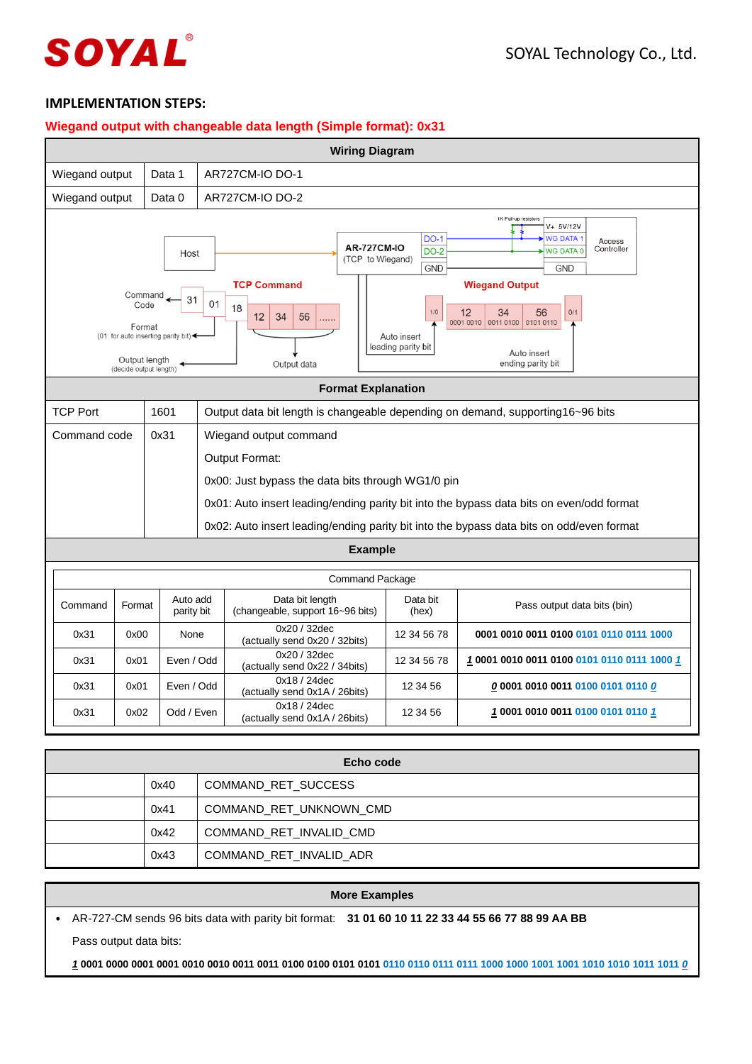## IMPLEMENTATION STEPS:

### Wiegand output with changeable data length (Simple format): 0x31

| Wiring Diagram | | |
|---|---|---|
| Wiegand output | Data 1 | AR727CM-IO DO-1 |
| Wiegand output | Data 0 | AR727CM-IO DO-2 |

1K Pull-up resistors

V+ 5V/12V

Host

AR-727CM-IO (TCP to Wiegand)

DO-1

DO-2

GND

WG DATA 1

WG DATA 0

GND

Access Controller

TCP Command

Command Code

31

01

18

12 34 56 ......

Format (01: for auto inserting parity bit)

Output length (decide output length)

Output data

Wiegand Output

1/0

12 0001 0010

34 0011 0100

56 0101 0110

0/1

Auto insert leading parity bit

Auto insert ending parity bit

| Format Explanation | | |
|---|---|---|
| TCP Port | 1601 | Output data bit length is changeable depending on demand, supporting16~96 bits |
| Command code | 0x31 | Wiegand output command<br>Output Format:<br>0x00: Just bypass the data bits through WG1/0 pin<br>0x01: Auto insert leading/ending parity bit into the bypass data bits on even/odd format<br>0x02: Auto insert leading/ending parity bit into the bypass data bits on odd/even format |

**Example**

| Command Package | | | | | |
|---|---|---|---|---|---|
| Command | Format | Auto add parity bit | Data bit length (changeable, support 16~96 bits) | Data bit (hex) | Pass output data bits (bin) |
| 0x31 | 0x00 | None | 0x20 / 32dec (actually send 0x20 / 32bits) | 12 34 56 78 | **0001 0010 0011 0100 0101 0110 0111 1000** |
| 0x31 | 0x01 | Even / Odd | 0x20 / 32dec (actually send 0x22 / 34bits) | 12 34 56 78 | **1 0001 0010 0011 0100 0101 0110 0111 1000 1** |
| 0x31 | 0x01 | Even / Odd | 0x18 / 24dec (actually send 0x1A / 26bits) | 12 34 56 | **0 0001 0010 0011 0100 0101 0110 0** |
| 0x31 | 0x02 | Odd / Even | 0x18 / 24dec (actually send 0x1A / 26bits) | 12 34 56 | **1 0001 0010 0011 0100 0101 0110 1** |

| Echo code | | |
|---|---|---|
| | 0x40 | COMMAND_RET_SUCCESS |
| | 0x41 | COMMAND_RET_UNKNOWN_CMD |
| | 0x42 | COMMAND_RET_INVALID_CMD |
| | 0x43 | COMMAND_RET_INVALID_ADR |

**More Examples**

- AR-727-CM sends 96 bits data with parity bit format: **31 01 60 10 11 22 33 44 55 66 77 88 99 AA BB**

  Pass output data bits:

  **1 0001 0000 0001 0001 0010 0010 0011 0011 0100 0100 0101 0101 0110 0110 0111 0111 1000 1000 1001 1001 1010 1010 1011 1011 0**